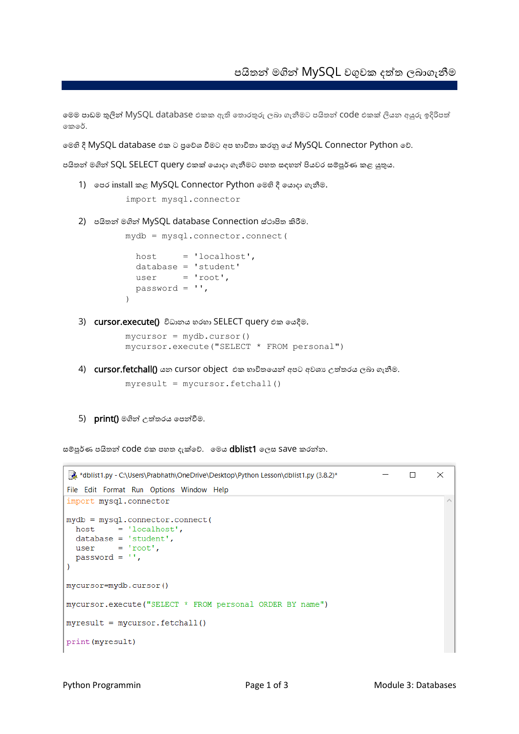# පයිතන් මගින් MySQL වගුවක දත්ත ලබාගැනීම

මෙම පාඩම තුලින් MySQL database එකක ඇති තොරතුරු ලබා ගැනීමට පයිතන් code එකක් ලියන අයුරු ඉදිරිපත් කෙරේ.

මෙහි දී MySQL database එක ට ප්‍රවේශ වීමට අප භාවිතා කරනු යේ MySQL Connector Python වේ.

පයිතන් මගින් SQL SELECT query එකක් යොදා ගැනීමට පහත සඳහන් පියවර සම්පූර්ණ කළ යුතුය.

1) පෙර install කළ MySQL Connector Python මෙහි දී යොදා ගැනීම.

```
import mysql.connector
```

2) පයිතන් මගින් MySQL database Connection ස්ථාපිත කිරීම.

```
mydb = mysql.connector.connect(

  host     = 'localhost',
  database = 'student'
  user     = 'root',
  password = '',
)
```

3) **cursor.execute()** විධානය හරහා SELECT query එක යෙදීම.

```
mycursor = mydb.cursor()
mycursor.execute("SELECT * FROM personal")
```

4) **cursor.fetchall()** යන cursor object එක භාවිතයෙන් අපට අවශ්‍ය උත්තරය ලබා ගැනීම.

```
myresult = mycursor.fetchall()
```

5) **print()** මගින් උත්තරය පෙන්වීම.

සම්පූර්ණ පයිතන් code එක පහත දැක්වේ. මෙය **dblist1** ලෙස save කරන්න.

```
*dblist1.py - C:\Users\Prabhath\OneDrive\Desktop\Python Lesson\dblist1.py (3.8.2)*
File  Edit  Format  Run  Options  Window  Help

import mysql.connector

mydb = mysql.connector.connect(
  host     = 'localhost',
  database = 'student',
  user     = 'root',
  password = '',
)

mycursor=mydb.cursor()

mycursor.execute("SELECT * FROM personal ORDER BY name")

myresult = mycursor.fetchall()

print(myresult)
```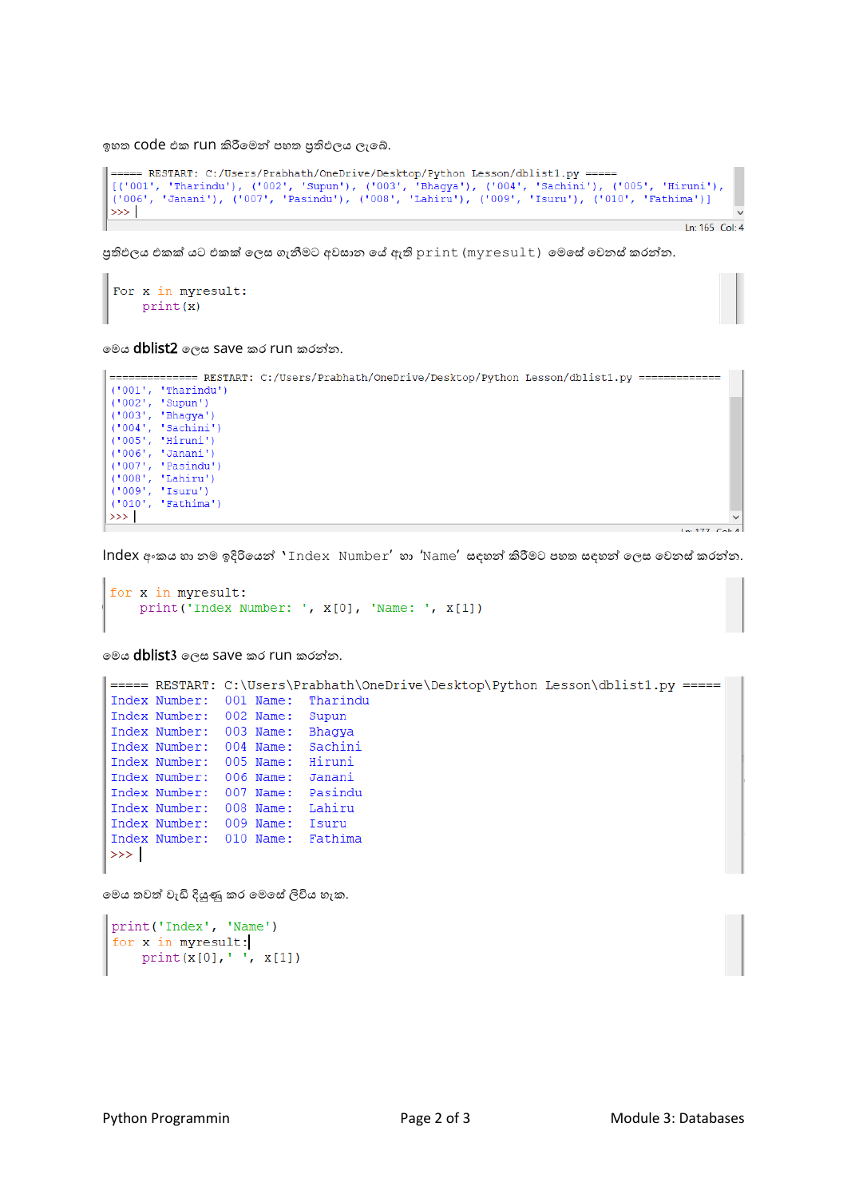ඉහත code එක run කිරීමෙන් පහත ප්‍රතිඵලය ලැබේ.

```
===== RESTART: C:/Users/Prabhath/OneDrive/Desktop/Python Lesson/dblist1.py =====
[('001', 'Tharindu'), ('002', 'Supun'), ('003', 'Bhagya'), ('004', 'Sachini'), ('005', 'Hiruni'),
('006', 'Janani'), ('007', 'Pasindu'), ('008', 'Lahiru'), ('009', 'Isuru'), ('010', 'Fathima')]
>>> |
```

ප්‍රතිඵලය එකක් යට එකක් ලෙස ගැනීමට අවසාන පේ ඇති print(myresult) මෙසේ වෙනස් කරන්න.

```
For x in myresult:
    print(x)
```

මෙය **dblist2** ලෙස save කර run කරන්න.

```
============== RESTART: C:/Users/Prabhath/OneDrive/Desktop/Python Lesson/dblist1.py =============
('001', 'Tharindu')
('002', 'Supun')
('003', 'Bhagya')
('004', 'Sachini')
('005', 'Hiruni')
('006', 'Janani')
('007', 'Pasindu')
('008', 'Lahiru')
('009', 'Isuru')
('010', 'Fathima')
>>> |
```

Index අංකය හා නම ඉදිරියෙන් 'Index Number' හා 'Name' සඳහන් කිරීමට පහත සඳහන් ලෙස වෙනස් කරන්න.

```
for x in myresult:
    print('Index Number: ', x[0], 'Name: ', x[1])
```

මෙය **dblist3** ලෙස save කර run කරන්න.

```
===== RESTART: C:\Users\Prabhath\OneDrive\Desktop\Python Lesson\dblist1.py =====
Index Number:  001 Name:  Tharindu
Index Number:  002 Name:  Supun
Index Number:  003 Name:  Bhagya
Index Number:  004 Name:  Sachini
Index Number:  005 Name:  Hiruni
Index Number:  006 Name:  Janani
Index Number:  007 Name:  Pasindu
Index Number:  008 Name:  Lahiru
Index Number:  009 Name:  Isuru
Index Number:  010 Name:  Fathima
>>> |
```

මෙය තවත් වැඩි දියුණු කර මෙසේ ලිවිය හැක.

```
print('Index', 'Name')
for x in myresult:
    print(x[0],'  ', x[1])
```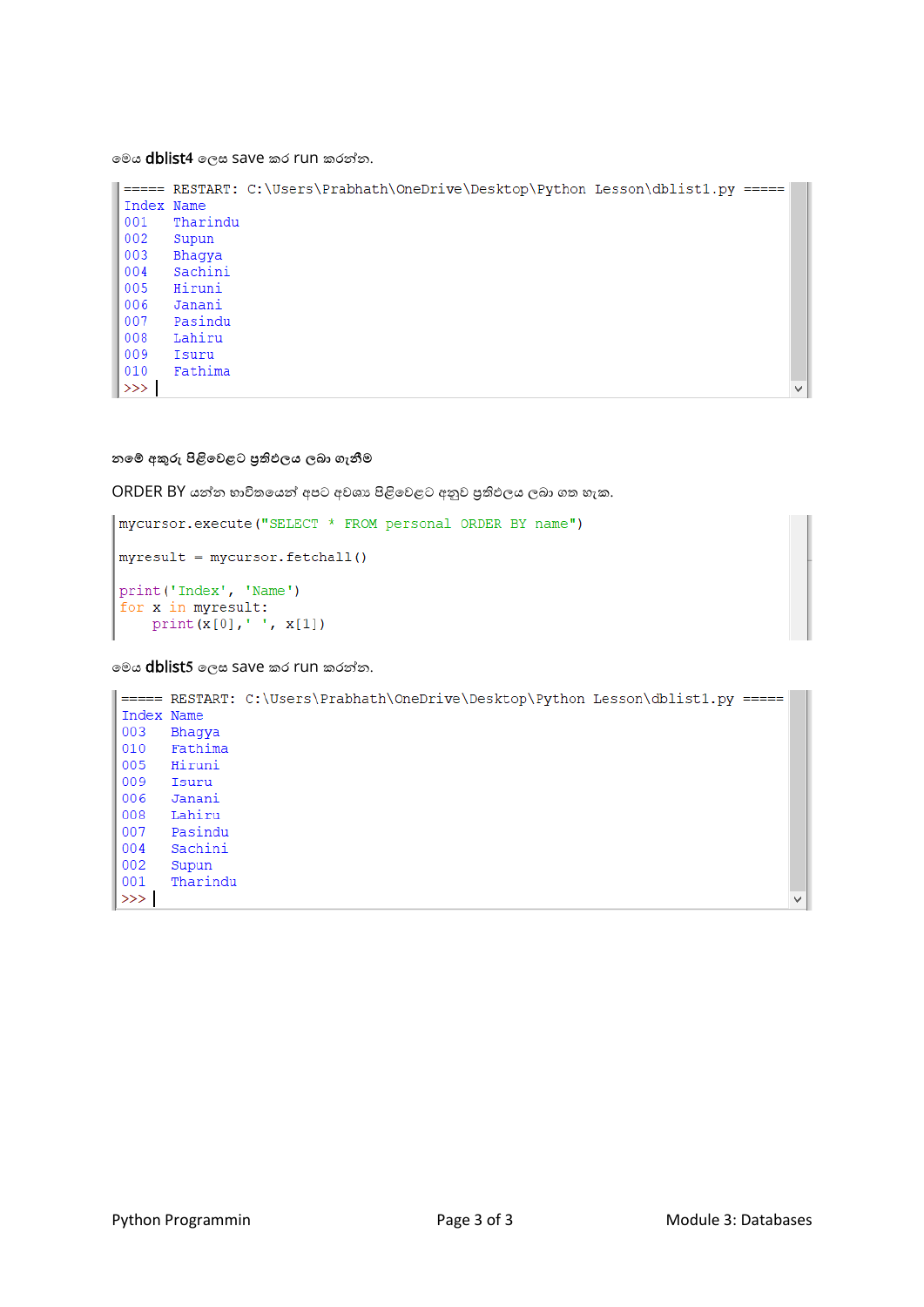මෙය **dblist4** ලෙස save කර run කරන්න.

```
===== RESTART: C:\Users\Prabhath\OneDrive\Desktop\Python Lesson\dblist1.py =====
Index Name
001    Tharindu
002    Supun
003    Bhagya
004    Sachini
005    Hiruni
006    Janani
007    Pasindu
008    Lahiru
009    Isuru
010    Fathima
>>> 
```

**නමේ අකුරු පිළිවෙළට ප්‍රතිඵලය ලබා ගැනීම**

ORDER BY යන්න භාවිතයෙන් අපට අවශ්‍ය පිළිවෙළට අනුව ප්‍රතිඵලය ලබා ගත හැක.

```
mycursor.execute("SELECT * FROM personal ORDER BY name")

myresult = mycursor.fetchall()

print('Index', 'Name')
for x in myresult:
    print(x[0],'  ', x[1])
```

මෙය **dblist5** ලෙස save කර run කරන්න.

```
===== RESTART: C:\Users\Prabhath\OneDrive\Desktop\Python Lesson\dblist1.py =====
Index Name
003    Bhagya
010    Fathima
005    Hiruni
009    Isuru
006    Janani
008    Lahiru
007    Pasindu
004    Sachini
002    Supun
001    Tharindu
>>> 
```